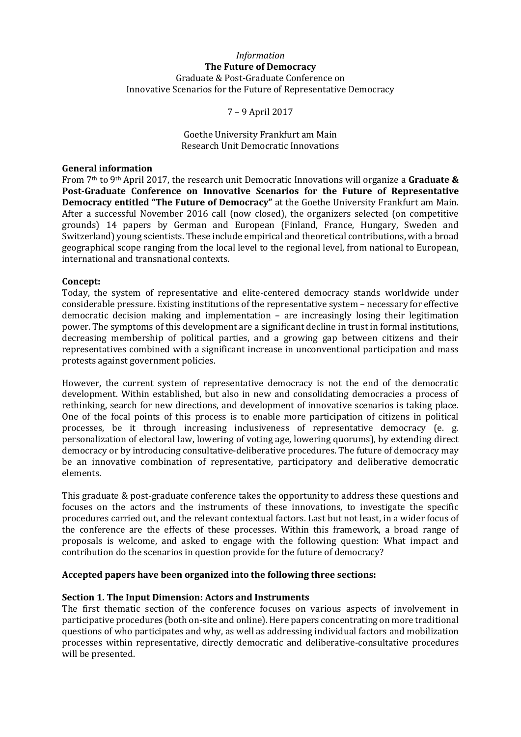*Information*

**The Future of Democracy**

Graduate & Post-Graduate Conference on
Innovative Scenarios for the Future of Representative Democracy

7 – 9 April 2017

Goethe University Frankfurt am Main
Research Unit Democratic Innovations

**General information**

From 7th to 9th April 2017, the research unit Democratic Innovations will organize a **Graduate & Post-Graduate Conference on Innovative Scenarios for the Future of Representative Democracy entitled "The Future of Democracy"** at the Goethe University Frankfurt am Main. After a successful November 2016 call (now closed), the organizers selected (on competitive grounds) 14 papers by German and European (Finland, France, Hungary, Sweden and Switzerland) young scientists. These include empirical and theoretical contributions, with a broad geographical scope ranging from the local level to the regional level, from national to European, international and transnational contexts.

**Concept:**

Today, the system of representative and elite-centered democracy stands worldwide under considerable pressure. Existing institutions of the representative system – necessary for effective democratic decision making and implementation – are increasingly losing their legitimation power. The symptoms of this development are a significant decline in trust in formal institutions, decreasing membership of political parties, and a growing gap between citizens and their representatives combined with a significant increase in unconventional participation and mass protests against government policies.

However, the current system of representative democracy is not the end of the democratic development. Within established, but also in new and consolidating democracies a process of rethinking, search for new directions, and development of innovative scenarios is taking place. One of the focal points of this process is to enable more participation of citizens in political processes, be it through increasing inclusiveness of representative democracy (e. g. personalization of electoral law, lowering of voting age, lowering quorums), by extending direct democracy or by introducing consultative-deliberative procedures. The future of democracy may be an innovative combination of representative, participatory and deliberative democratic elements.

This graduate & post-graduate conference takes the opportunity to address these questions and focuses on the actors and the instruments of these innovations, to investigate the specific procedures carried out, and the relevant contextual factors. Last but not least, in a wider focus of the conference are the effects of these processes. Within this framework, a broad range of proposals is welcome, and asked to engage with the following question: What impact and contribution do the scenarios in question provide for the future of democracy?

**Accepted papers have been organized into the following three sections:**

**Section 1. The Input Dimension: Actors and Instruments**

The first thematic section of the conference focuses on various aspects of involvement in participative procedures (both on-site and online). Here papers concentrating on more traditional questions of who participates and why, as well as addressing individual factors and mobilization processes within representative, directly democratic and deliberative-consultative procedures will be presented.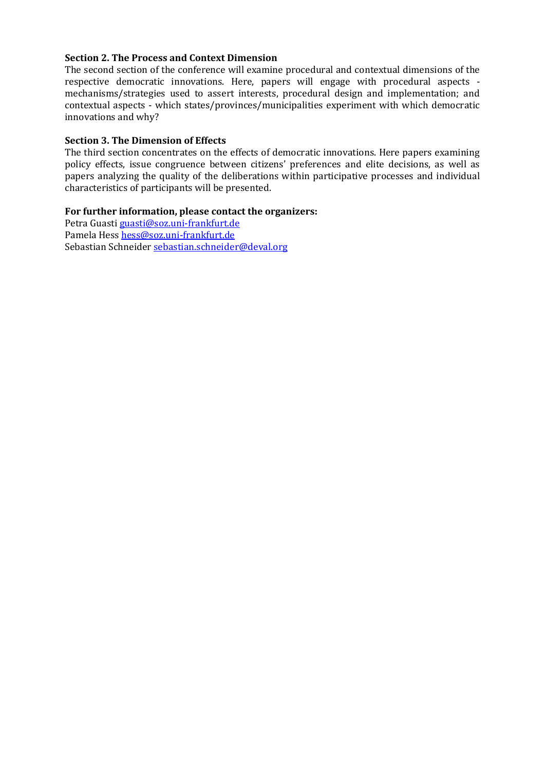**Section 2. The Process and Context Dimension**

The second section of the conference will examine procedural and contextual dimensions of the respective democratic innovations. Here, papers will engage with procedural aspects - mechanisms/strategies used to assert interests, procedural design and implementation; and contextual aspects - which states/provinces/municipalities experiment with which democratic innovations and why?

**Section 3. The Dimension of Effects**

The third section concentrates on the effects of democratic innovations. Here papers examining policy effects, issue congruence between citizens' preferences and elite decisions, as well as papers analyzing the quality of the deliberations within participative processes and individual characteristics of participants will be presented.

**For further information, please contact the organizers:**

Petra Guasti guasti@soz.uni-frankfurt.de
Pamela Hess hess@soz.uni-frankfurt.de
Sebastian Schneider sebastian.schneider@deval.org